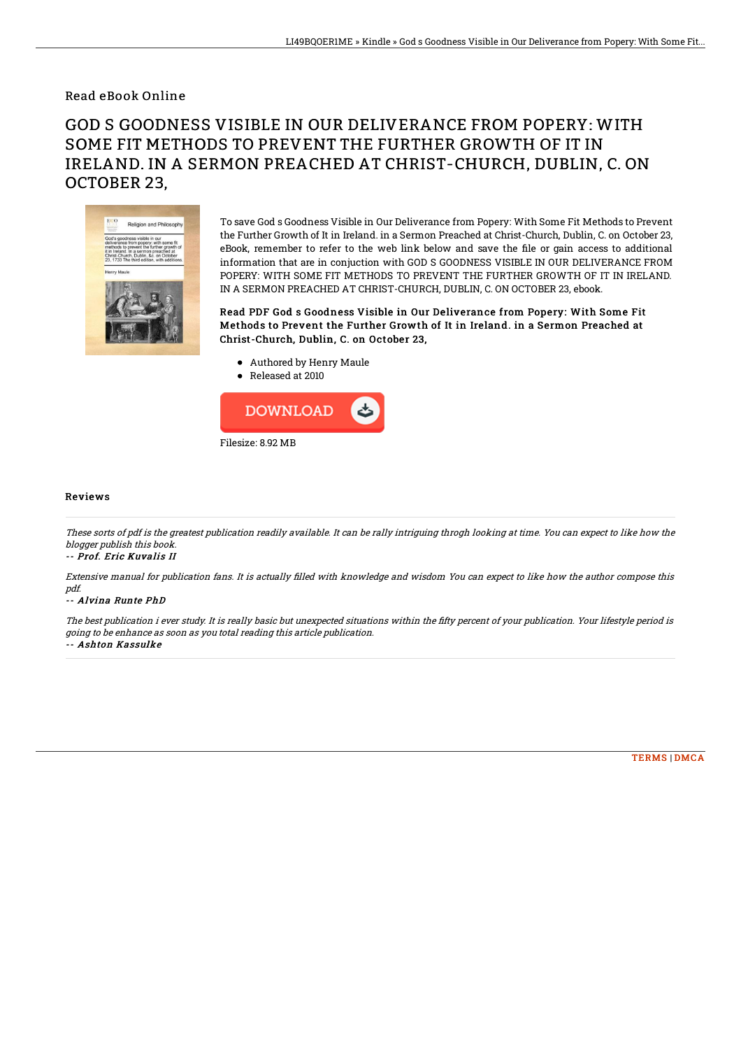Read eBook Online

# GOD S GOODNESS VISIBLE IN OUR DELIVERANCE FROM POPERY: WITH SOME FIT METHODS TO PREVENT THE FURTHER GROWTH OF IT IN IRELAND. IN A SERMON PREACHED AT CHRIST-CHURCH, DUBLIN, C. ON OCTOBER 23,

To save God s Goodness Visible in Our Deliverance from Popery: With Some Fit Methods to Prevent the Further Growth of It in Ireland. in a Sermon Preached at Christ-Church, Dublin, C. on October 23, eBook, remember to refer to the web link below and save the file or gain access to additional information that are in conjuction with GOD S GOODNESS VISIBLE IN OUR DELIVERANCE FROM POPERY: WITH SOME FIT METHODS TO PREVENT THE FURTHER GROWTH OF IT IN IRELAND. IN A SERMON PREACHED AT CHRIST-CHURCH, DUBLIN, C. ON OCTOBER 23, ebook.

### Read PDF God s Goodness Visible in Our Deliverance from Popery: With Some Fit Methods to Prevent the Further Growth of It in Ireland. in a Sermon Preached at Christ-Church, Dublin, C. on October 23,

- Authored by Henry Maule
- Released at 2010

Filesize: 8.92 MB

## Reviews

*These sorts of pdf is the greatest publication readily available. It can be rally intriguing throgh looking at time. You can expect to like how the blogger publish this book.*

-- *Prof. Eric Kuvalis II*

*Extensive manual for publication fans. It is actually filled with knowledge and wisdom You can expect to like how the author compose this pdf.*

-- *Alvina Runte PhD*

*The best publication i ever study. It is really basic but unexpected situations within the fifty percent of your publication. Your lifestyle period is going to be enhance as soon as you total reading this article publication.*

-- *Ashton Kassulke*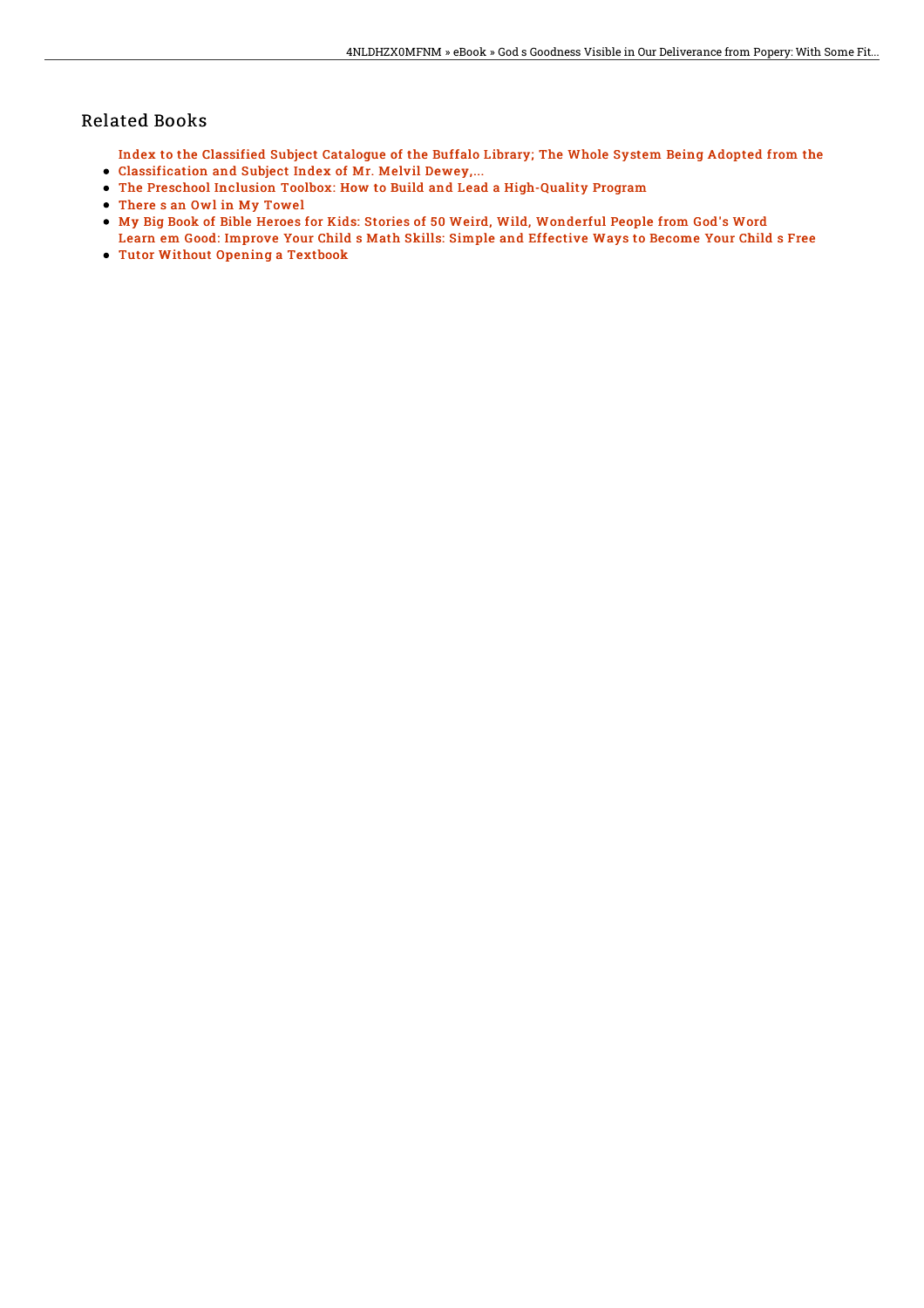## Related Books

- Index to the Classified Subject Catalogue of the Buffalo Library; The Whole System Being Adopted from the Classification and Subject Index of Mr. Melvil Dewey,...
- The Preschool Inclusion Toolbox: How to Build and Lead a High-Quality Program
- There s an Owl in My Towel
- My Big Book of Bible Heroes for Kids: Stories of 50 Weird, Wild, Wonderful People from God's Word
- Learn em Good: Improve Your Child s Math Skills: Simple and Effective Ways to Become Your Child s Free Tutor Without Opening a Textbook